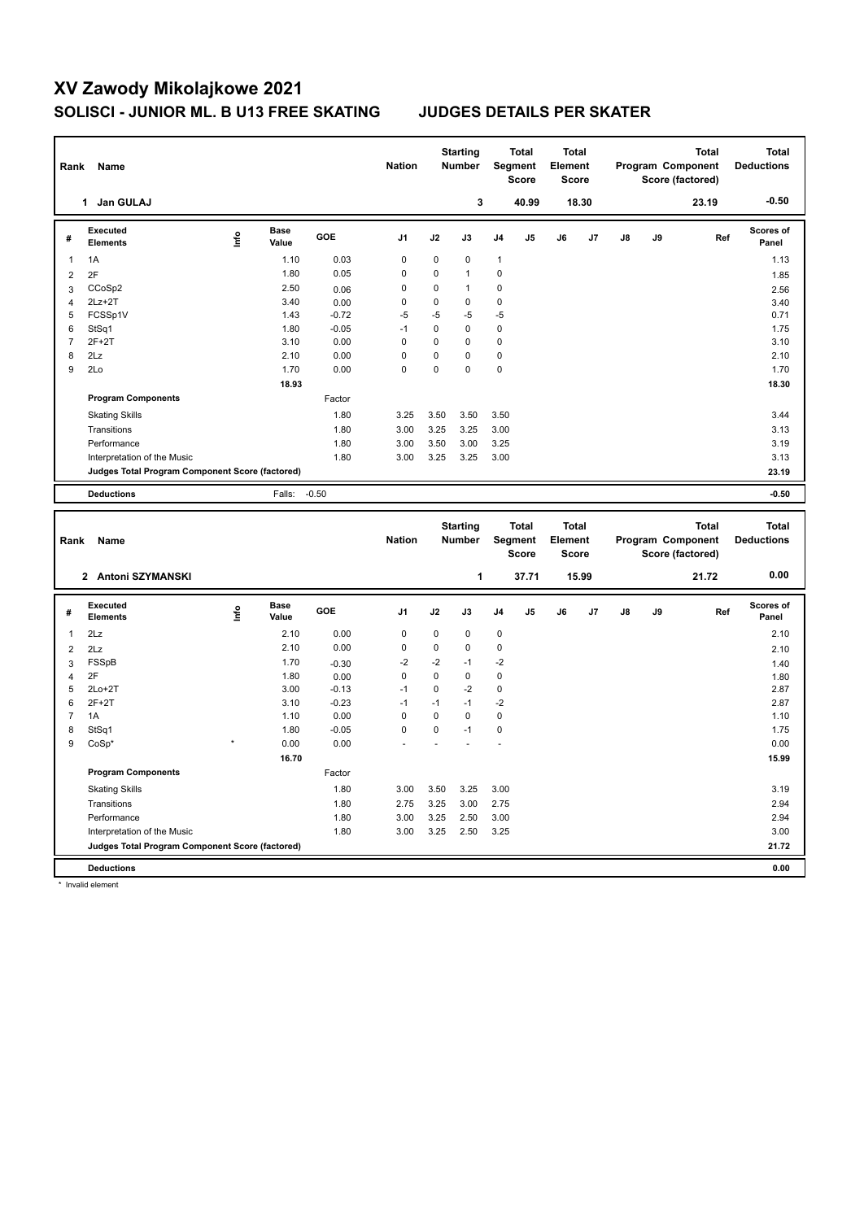# XV Zawody Mikolajkowe 2021

## SOLISCI - JUNIOR ML. B U13 FREE SKATING JUDGES DETAILS PER SKATER

| Rank | Name | Nation | Starting Number | Total Segment Score | Total Element Score | Total Program Component Score (factored) | Total Deductions |
|---|---|---|---|---|---|---|---|
| 1 | Jan GULAJ | | 3 | 40.99 | 18.30 | 23.19 | -0.50 |

| # | Executed Elements | Info | Base Value | GOE | J1 | J2 | J3 | J4 | J5 | J6 | J7 | J8 | J9 | Ref | Scores of Panel |
|---|---|---|---|---|---|---|---|---|---|---|---|---|---|---|---|
| 1 | 1A | | 1.10 | 0.03 | 0 | 0 | 0 | 1 | | | | | | | 1.13 |
| 2 | 2F | | 1.80 | 0.05 | 0 | 0 | 1 | 0 | | | | | | | 1.85 |
| 3 | CCoSp2 | | 2.50 | 0.06 | 0 | 0 | 1 | 0 | | | | | | | 2.56 |
| 4 | 2Lz+2T | | 3.40 | 0.00 | 0 | 0 | 0 | 0 | | | | | | | 3.40 |
| 5 | FCSSp1V | | 1.43 | -0.72 | -5 | -5 | -5 | -5 | | | | | | | 0.71 |
| 6 | StSq1 | | 1.80 | -0.05 | -1 | 0 | 0 | 0 | | | | | | | 1.75 |
| 7 | 2F+2T | | 3.10 | 0.00 | 0 | 0 | 0 | 0 | | | | | | | 3.10 |
| 8 | 2Lz | | 2.10 | 0.00 | 0 | 0 | 0 | 0 | | | | | | | 2.10 |
| 9 | 2Lo | | 1.70 | 0.00 | 0 | 0 | 0 | 0 | | | | | | | 1.70 |
| | | | 18.93 | | | | | | | | | | | | 18.30 |
| | **Program Components** | | | Factor | | | | | | | | | | | |
| | Skating Skills | | | 1.80 | 3.25 | 3.50 | 3.50 | 3.50 | | | | | | | 3.44 |
| | Transitions | | | 1.80 | 3.00 | 3.25 | 3.25 | 3.00 | | | | | | | 3.13 |
| | Performance | | | 1.80 | 3.00 | 3.50 | 3.00 | 3.25 | | | | | | | 3.19 |
| | Interpretation of the Music | | | 1.80 | 3.00 | 3.25 | 3.25 | 3.00 | | | | | | | 3.13 |
| | **Judges Total Program Component Score (factored)** | | | | | | | | | | | | | | 23.19 |
| | **Deductions** | | Falls: | -0.50 | | | | | | | | | | | -0.50 |

| Rank | Name | Nation | Starting Number | Total Segment Score | Total Element Score | Total Program Component Score (factored) | Total Deductions |
|---|---|---|---|---|---|---|---|
| 2 | Antoni SZYMANSKI | | 1 | 37.71 | 15.99 | 21.72 | 0.00 |

| # | Executed Elements | Info | Base Value | GOE | J1 | J2 | J3 | J4 | J5 | J6 | J7 | J8 | J9 | Ref | Scores of Panel |
|---|---|---|---|---|---|---|---|---|---|---|---|---|---|---|---|
| 1 | 2Lz | | 2.10 | 0.00 | 0 | 0 | 0 | 0 | | | | | | | 2.10 |
| 2 | 2Lz | | 2.10 | 0.00 | 0 | 0 | 0 | 0 | | | | | | | 2.10 |
| 3 | FSSpB | | 1.70 | -0.30 | -2 | -2 | -1 | -2 | | | | | | | 1.40 |
| 4 | 2F | | 1.80 | 0.00 | 0 | 0 | 0 | 0 | | | | | | | 1.80 |
| 5 | 2Lo+2T | | 3.00 | -0.13 | -1 | 0 | -2 | 0 | | | | | | | 2.87 |
| 6 | 2F+2T | | 3.10 | -0.23 | -1 | -1 | -1 | -2 | | | | | | | 2.87 |
| 7 | 1A | | 1.10 | 0.00 | 0 | 0 | 0 | 0 | | | | | | | 1.10 |
| 8 | StSq1 | | 1.80 | -0.05 | 0 | 0 | -1 | 0 | | | | | | | 1.75 |
| 9 | CoSp* | * | 0.00 | 0.00 | - | - | - | - | | | | | | | 0.00 |
| | | | 16.70 | | | | | | | | | | | | 15.99 |
| | **Program Components** | | | Factor | | | | | | | | | | | |
| | Skating Skills | | | 1.80 | 3.00 | 3.50 | 3.25 | 3.00 | | | | | | | 3.19 |
| | Transitions | | | 1.80 | 2.75 | 3.25 | 3.00 | 2.75 | | | | | | | 2.94 |
| | Performance | | | 1.80 | 3.00 | 3.25 | 2.50 | 3.00 | | | | | | | 2.94 |
| | Interpretation of the Music | | | 1.80 | 3.00 | 3.25 | 2.50 | 3.25 | | | | | | | 3.00 |
| | **Judges Total Program Component Score (factored)** | | | | | | | | | | | | | | 21.72 |
| | **Deductions** | | | | | | | | | | | | | | 0.00 |

* Invalid element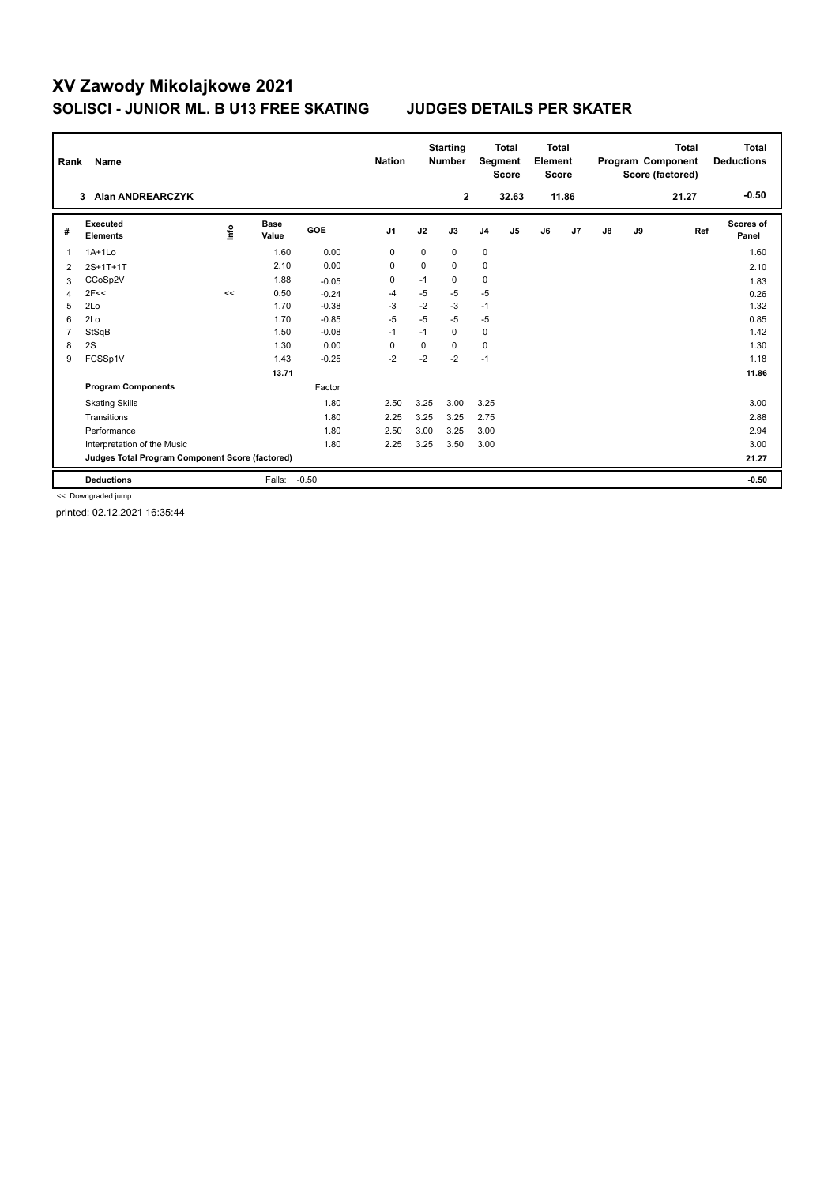# XV Zawody Mikolajkowe 2021

## SOLISCI - JUNIOR ML. B U13 FREE SKATING JUDGES DETAILS PER SKATER

| Rank | Name | Nation | Starting Number | Total Segment Score | Total Element Score | Total Program Component Score (factored) | Total Deductions |
|---|---|---|---|---|---|---|---|
| 3 | Alan ANDREARCZYK | | 2 | 32.63 | 11.86 | 21.27 | -0.50 |

| # | Executed Elements | Info | Base Value | GOE | J1 | J2 | J3 | J4 | J5 | J6 | J7 | J8 | J9 | Ref | Scores of Panel |
|---|---|---|---|---|---|---|---|---|---|---|---|---|---|---|---|
| 1 | 1A+1Lo | | 1.60 | 0.00 | 0 | 0 | 0 | 0 | | | | | | | 1.60 |
| 2 | 2S+1T+1T | | 2.10 | 0.00 | 0 | 0 | 0 | 0 | | | | | | | 2.10 |
| 3 | CCoSp2V | | 1.88 | -0.05 | 0 | -1 | 0 | 0 | | | | | | | 1.83 |
| 4 | 2F<< | << | 0.50 | -0.24 | -4 | -5 | -5 | -5 | | | | | | | 0.26 |
| 5 | 2Lo | | 1.70 | -0.38 | -3 | -2 | -3 | -1 | | | | | | | 1.32 |
| 6 | 2Lo | | 1.70 | -0.85 | -5 | -5 | -5 | -5 | | | | | | | 0.85 |
| 7 | StSqB | | 1.50 | -0.08 | -1 | -1 | 0 | 0 | | | | | | | 1.42 |
| 8 | 2S | | 1.30 | 0.00 | 0 | 0 | 0 | 0 | | | | | | | 1.30 |
| 9 | FCSSp1V | | 1.43 | -0.25 | -2 | -2 | -2 | -1 | | | | | | | 1.18 |
| | | | 13.71 | | | | | | | | | | | | 11.86 |
| | **Program Components** | | | Factor | | | | | | | | | | | |
| | Skating Skills | | | 1.80 | 2.50 | 3.25 | 3.00 | 3.25 | | | | | | | 3.00 |
| | Transitions | | | 1.80 | 2.25 | 3.25 | 3.25 | 2.75 | | | | | | | 2.88 |
| | Performance | | | 1.80 | 2.50 | 3.00 | 3.25 | 3.00 | | | | | | | 2.94 |
| | Interpretation of the Music | | | 1.80 | 2.25 | 3.25 | 3.50 | 3.00 | | | | | | | 3.00 |
| | **Judges Total Program Component Score (factored)** | | | | | | | | | | | | | | 21.27 |
| | **Deductions** | | Falls: | -0.50 | | | | | | | | | | | -0.50 |

<< Downgraded jump

printed: 02.12.2021 16:35:44